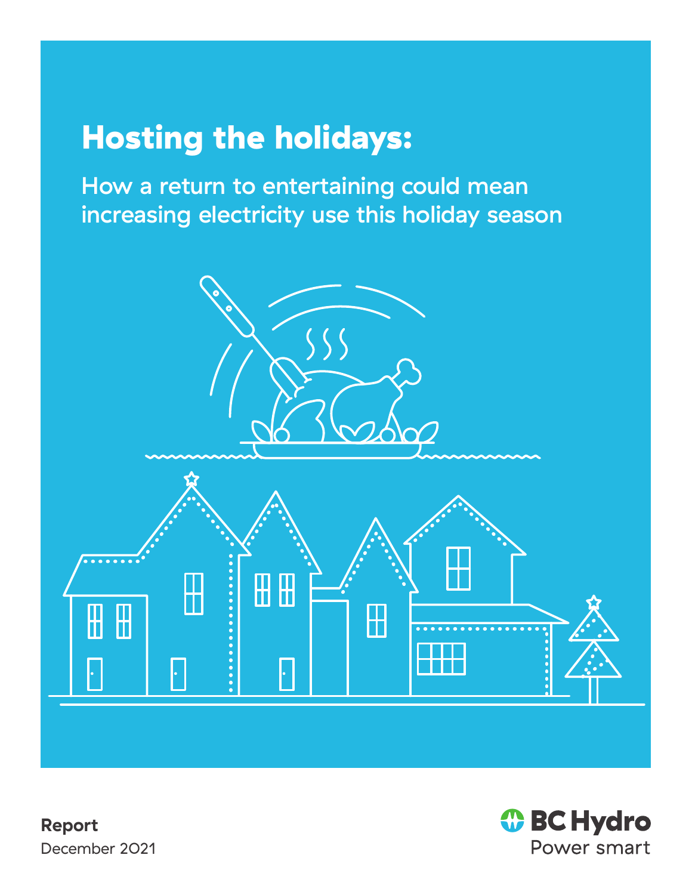# Hosting the holidays:

## How a return to entertaining could mean increasing electricity use this holiday season

**Report**

December 2021

BC Hydro
Power smart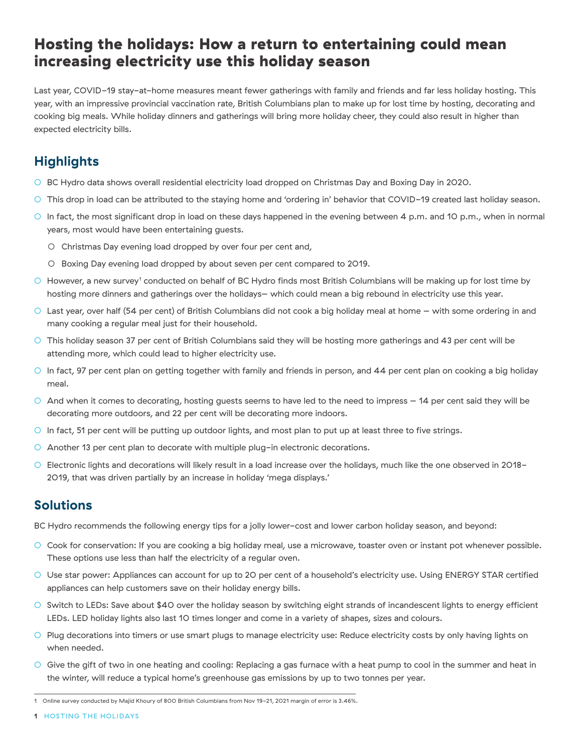# Hosting the holidays: How a return to entertaining could mean increasing electricity use this holiday season

Last year, COVID-19 stay-at-home measures meant fewer gatherings with family and friends and far less holiday hosting. This year, with an impressive provincial vaccination rate, British Columbians plan to make up for lost time by hosting, decorating and cooking big meals. While holiday dinners and gatherings will bring more holiday cheer, they could also result in higher than expected electricity bills.

## Highlights

- BC Hydro data shows overall residential electricity load dropped on Christmas Day and Boxing Day in 2020.
- This drop in load can be attributed to the staying home and 'ordering in' behavior that COVID-19 created last holiday season.
- In fact, the most significant drop in load on these days happened in the evening between 4 p.m. and 10 p.m., when in normal years, most would have been entertaining guests.
  - Christmas Day evening load dropped by over four per cent and,
  - Boxing Day evening load dropped by about seven per cent compared to 2019.
- However, a new survey[1] conducted on behalf of BC Hydro finds most British Columbians will be making up for lost time by hosting more dinners and gatherings over the holidays— which could mean a big rebound in electricity use this year.
- Last year, over half (54 per cent) of British Columbians did not cook a big holiday meal at home – with some ordering in and many cooking a regular meal just for their household.
- This holiday season 37 per cent of British Columbians said they will be hosting more gatherings and 43 per cent will be attending more, which could lead to higher electricity use.
- In fact, 97 per cent plan on getting together with family and friends in person, and 44 per cent plan on cooking a big holiday meal.
- And when it comes to decorating, hosting guests seems to have led to the need to impress – 14 per cent said they will be decorating more outdoors, and 22 per cent will be decorating more indoors.
- In fact, 51 per cent will be putting up outdoor lights, and most plan to put up at least three to five strings.
- Another 13 per cent plan to decorate with multiple plug-in electronic decorations.
- Electronic lights and decorations will likely result in a load increase over the holidays, much like the one observed in 2018-2019, that was driven partially by an increase in holiday 'mega displays.'

## Solutions

BC Hydro recommends the following energy tips for a jolly lower-cost and lower carbon holiday season, and beyond:

- Cook for conservation: If you are cooking a big holiday meal, use a microwave, toaster oven or instant pot whenever possible. These options use less than half the electricity of a regular oven.
- Use star power: Appliances can account for up to 20 per cent of a household's electricity use. Using ENERGY STAR certified appliances can help customers save on their holiday energy bills.
- Switch to LEDs: Save about $40 over the holiday season by switching eight strands of incandescent lights to energy efficient LEDs. LED holiday lights also last 10 times longer and come in a variety of shapes, sizes and colours.
- Plug decorations into timers or use smart plugs to manage electricity use: Reduce electricity costs by only having lights on when needed.
- Give the gift of two in one heating and cooling: Replacing a gas furnace with a heat pump to cool in the summer and heat in the winter, will reduce a typical home's greenhouse gas emissions by up to two tonnes per year.

---

1 Online survey conducted by Majid Khoury of 800 British Columbians from Nov 19-21, 2021 margin of error is 3.46%.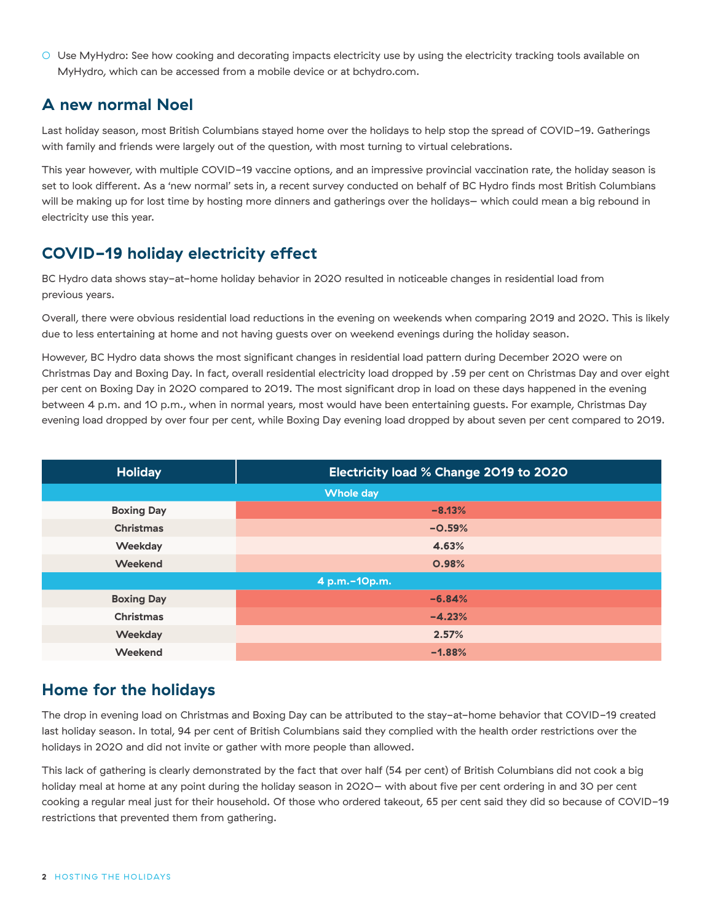- Use MyHydro: See how cooking and decorating impacts electricity use by using the electricity tracking tools available on MyHydro, which can be accessed from a mobile device or at bchydro.com.

## A new normal Noel

Last holiday season, most British Columbians stayed home over the holidays to help stop the spread of COVID-19. Gatherings with family and friends were largely out of the question, with most turning to virtual celebrations.

This year however, with multiple COVID-19 vaccine options, and an impressive provincial vaccination rate, the holiday season is set to look different. As a 'new normal' sets in, a recent survey conducted on behalf of BC Hydro finds most British Columbians will be making up for lost time by hosting more dinners and gatherings over the holidays— which could mean a big rebound in electricity use this year.

## COVID-19 holiday electricity effect

BC Hydro data shows stay-at-home holiday behavior in 2020 resulted in noticeable changes in residential load from previous years.

Overall, there were obvious residential load reductions in the evening on weekends when comparing 2019 and 2020. This is likely due to less entertaining at home and not having guests over on weekend evenings during the holiday season.

However, BC Hydro data shows the most significant changes in residential load pattern during December 2020 were on Christmas Day and Boxing Day. In fact, overall residential electricity load dropped by .59 per cent on Christmas Day and over eight per cent on Boxing Day in 2020 compared to 2019. The most significant drop in load on these days happened in the evening between 4 p.m. and 10 p.m., when in normal years, most would have been entertaining guests. For example, Christmas Day evening load dropped by over four per cent, while Boxing Day evening load dropped by about seven per cent compared to 2019.

| Holiday | Electricity load % Change 2019 to 2020 |
|---|---|
| **Whole day** | |
| Boxing Day | -8.13% |
| Christmas | -0.59% |
| Weekday | 4.63% |
| Weekend | 0.98% |
| **4 p.m.-10p.m.** | |
| Boxing Day | -6.84% |
| Christmas | -4.23% |
| Weekday | 2.57% |
| Weekend | -1.88% |

## Home for the holidays

The drop in evening load on Christmas and Boxing Day can be attributed to the stay-at-home behavior that COVID-19 created last holiday season. In total, 94 per cent of British Columbians said they complied with the health order restrictions over the holidays in 2020 and did not invite or gather with more people than allowed.

This lack of gathering is clearly demonstrated by the fact that over half (54 per cent) of British Columbians did not cook a big holiday meal at home at any point during the holiday season in 2020— with about five per cent ordering in and 30 per cent cooking a regular meal just for their household. Of those who ordered takeout, 65 per cent said they did so because of COVID-19 restrictions that prevented them from gathering.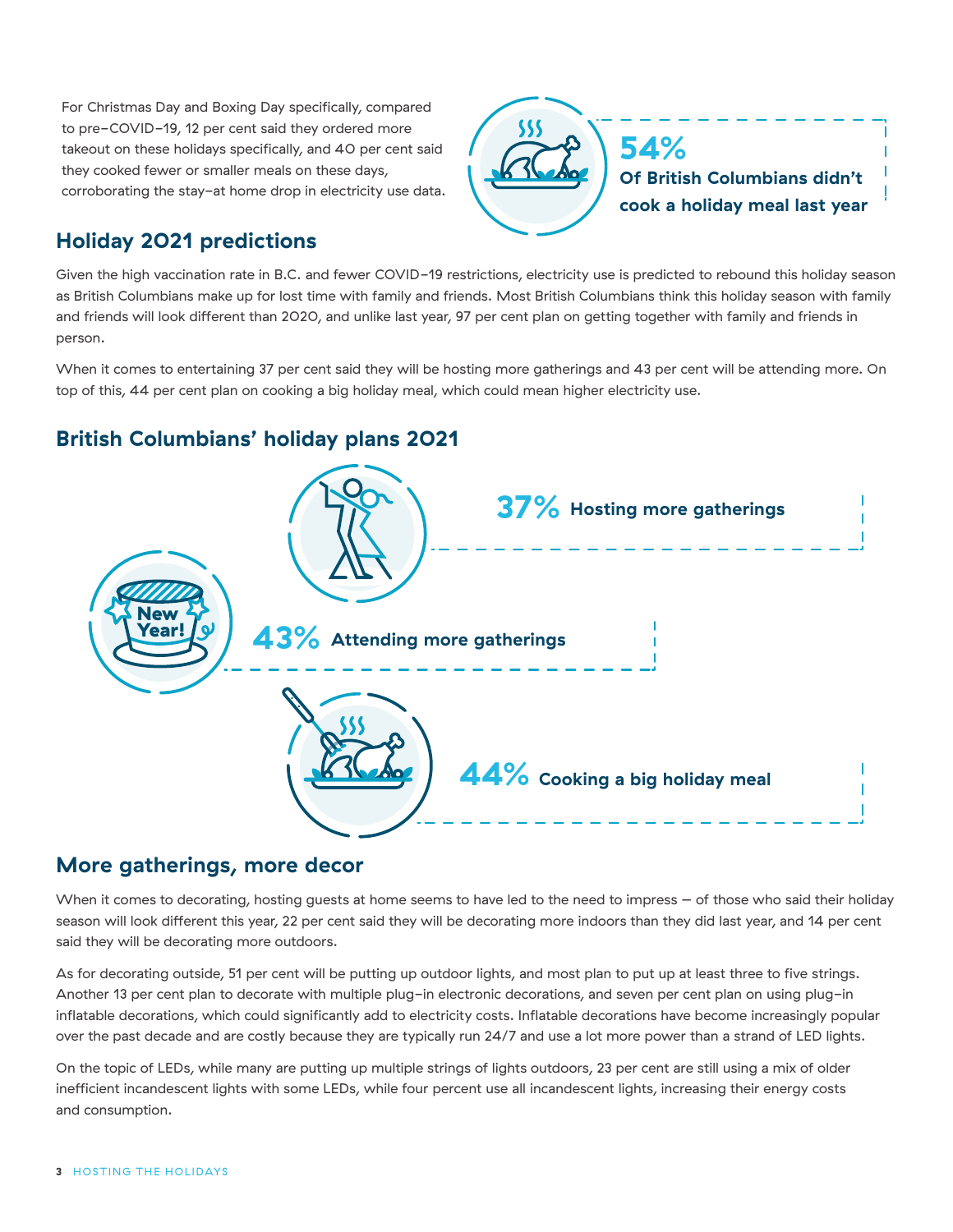For Christmas Day and Boxing Day specifically, compared to pre-COVID-19, 12 per cent said they ordered more takeout on these holidays specifically, and 40 per cent said they cooked fewer or smaller meals on these days, corroborating the stay-at home drop in electricity use data.

**54%**
**Of British Columbians didn't cook a holiday meal last year**

## Holiday 2021 predictions

Given the high vaccination rate in B.C. and fewer COVID-19 restrictions, electricity use is predicted to rebound this holiday season as British Columbians make up for lost time with family and friends. Most British Columbians think this holiday season with family and friends will look different than 2020, and unlike last year, 97 per cent plan on getting together with family and friends in person.

When it comes to entertaining 37 per cent said they will be hosting more gatherings and 43 per cent will be attending more. On top of this, 44 per cent plan on cooking a big holiday meal, which could mean higher electricity use.

## British Columbians' holiday plans 2021

**37%** **Hosting more gatherings**

**43%** **Attending more gatherings**

**44%** **Cooking a big holiday meal**

## More gatherings, more decor

When it comes to decorating, hosting guests at home seems to have led to the need to impress – of those who said their holiday season will look different this year, 22 per cent said they will be decorating more indoors than they did last year, and 14 per cent said they will be decorating more outdoors.

As for decorating outside, 51 per cent will be putting up outdoor lights, and most plan to put up at least three to five strings. Another 13 per cent plan to decorate with multiple plug-in electronic decorations, and seven per cent plan on using plug-in inflatable decorations, which could significantly add to electricity costs. Inflatable decorations have become increasingly popular over the past decade and are costly because they are typically run 24/7 and use a lot more power than a strand of LED lights.

On the topic of LEDs, while many are putting up multiple strings of lights outdoors, 23 per cent are still using a mix of older inefficient incandescent lights with some LEDs, while four percent use all incandescent lights, increasing their energy costs and consumption.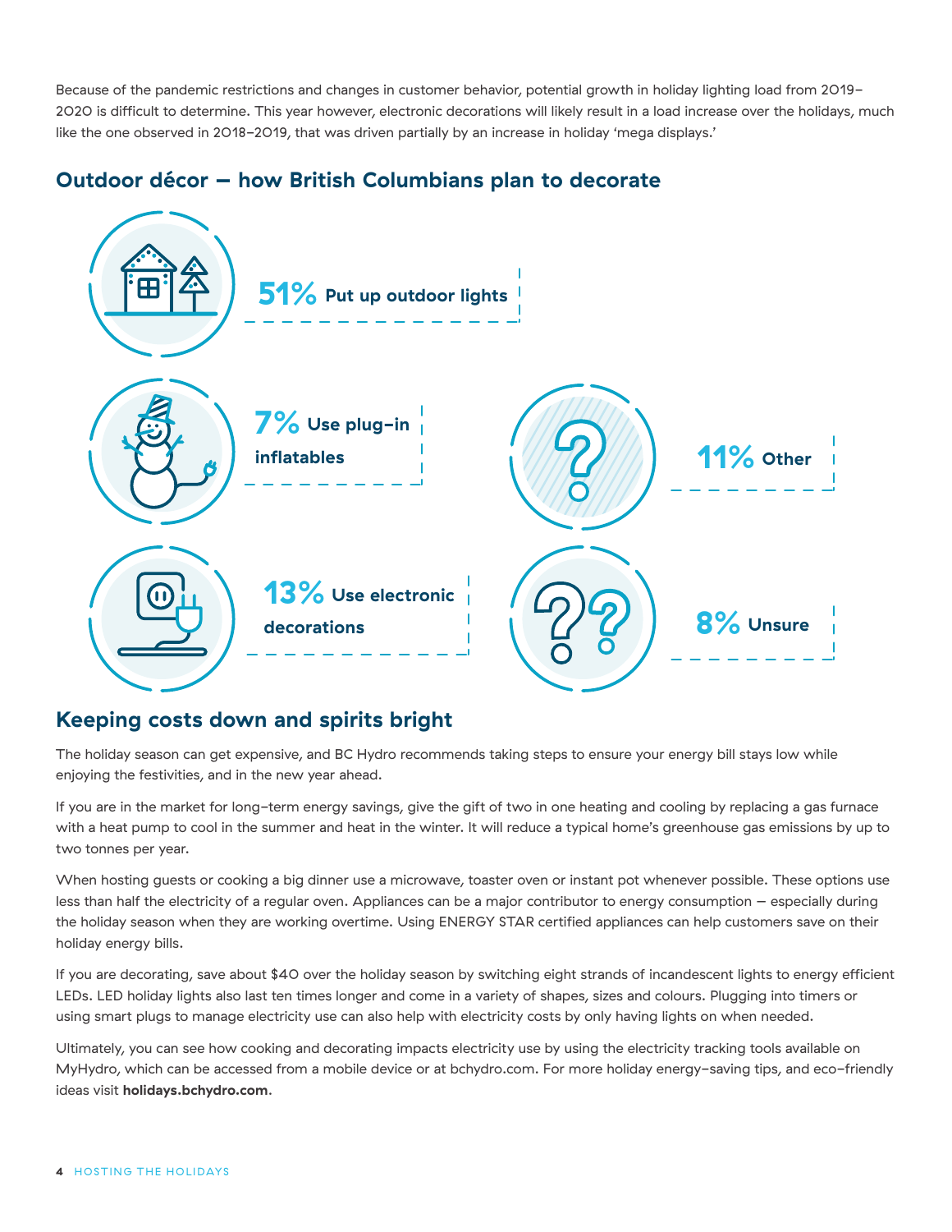Because of the pandemic restrictions and changes in customer behavior, potential growth in holiday lighting load from 2019–2020 is difficult to determine. This year however, electronic decorations will likely result in a load increase over the holidays, much like the one observed in 2018–2019, that was driven partially by an increase in holiday 'mega displays.'

## Outdoor décor – how British Columbians plan to decorate

**51%** Put up outdoor lights

**7%** Use plug-in inflatables

**11%** Other

**13%** Use electronic decorations

**8%** Unsure

## Keeping costs down and spirits bright

The holiday season can get expensive, and BC Hydro recommends taking steps to ensure your energy bill stays low while enjoying the festivities, and in the new year ahead.

If you are in the market for long-term energy savings, give the gift of two in one heating and cooling by replacing a gas furnace with a heat pump to cool in the summer and heat in the winter. It will reduce a typical home's greenhouse gas emissions by up to two tonnes per year.

When hosting guests or cooking a big dinner use a microwave, toaster oven or instant pot whenever possible. These options use less than half the electricity of a regular oven. Appliances can be a major contributor to energy consumption – especially during the holiday season when they are working overtime. Using ENERGY STAR certified appliances can help customers save on their holiday energy bills.

If you are decorating, save about $40 over the holiday season by switching eight strands of incandescent lights to energy efficient LEDs. LED holiday lights also last ten times longer and come in a variety of shapes, sizes and colours. Plugging into timers or using smart plugs to manage electricity use can also help with electricity costs by only having lights on when needed.

Ultimately, you can see how cooking and decorating impacts electricity use by using the electricity tracking tools available on MyHydro, which can be accessed from a mobile device or at bchydro.com. For more holiday energy-saving tips, and eco-friendly ideas visit **holidays.bchydro.com**.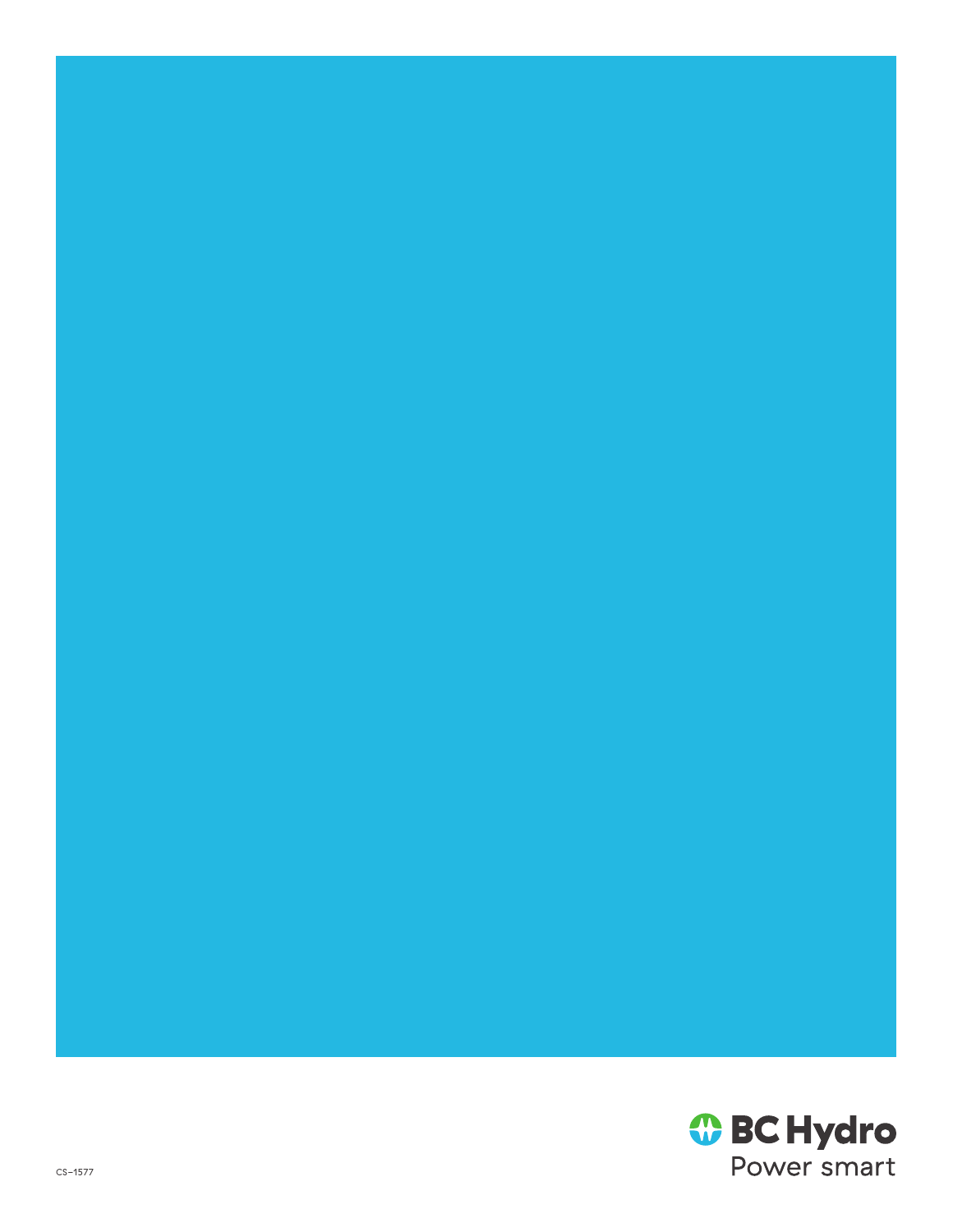BC Hydro

Power smart

CS–1577